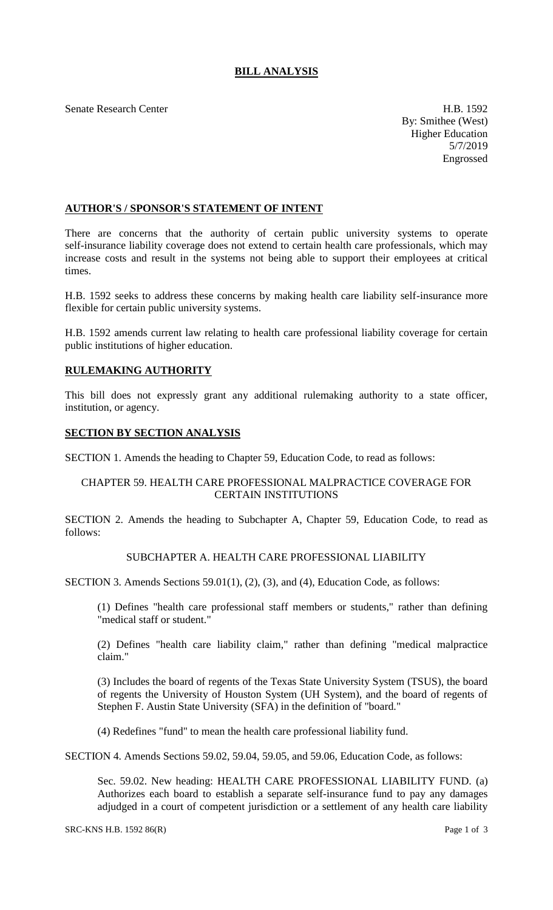# BILL ANALYSIS

Senate Research Center

H.B. 1592
By: Smithee (West)
Higher Education
5/7/2019
Engrossed

## AUTHOR'S / SPONSOR'S STATEMENT OF INTENT

There are concerns that the authority of certain public university systems to operate self-insurance liability coverage does not extend to certain health care professionals, which may increase costs and result in the systems not being able to support their employees at critical times.

H.B. 1592 seeks to address these concerns by making health care liability self-insurance more flexible for certain public university systems.

H.B. 1592 amends current law relating to health care professional liability coverage for certain public institutions of higher education.

## RULEMAKING AUTHORITY

This bill does not expressly grant any additional rulemaking authority to a state officer, institution, or agency.

## SECTION BY SECTION ANALYSIS

SECTION 1. Amends the heading to Chapter 59, Education Code, to read as follows:

CHAPTER 59. HEALTH CARE PROFESSIONAL MALPRACTICE COVERAGE FOR CERTAIN INSTITUTIONS

SECTION 2. Amends the heading to Subchapter A, Chapter 59, Education Code, to read as follows:

SUBCHAPTER A. HEALTH CARE PROFESSIONAL LIABILITY

SECTION 3. Amends Sections 59.01(1), (2), (3), and (4), Education Code, as follows:

(1) Defines "health care professional staff members or students," rather than defining "medical staff or student."

(2) Defines "health care liability claim," rather than defining "medical malpractice claim."

(3) Includes the board of regents of the Texas State University System (TSUS), the board of regents the University of Houston System (UH System), and the board of regents of Stephen F. Austin State University (SFA) in the definition of "board."

(4) Redefines "fund" to mean the health care professional liability fund.

SECTION 4. Amends Sections 59.02, 59.04, 59.05, and 59.06, Education Code, as follows:

Sec. 59.02. New heading: HEALTH CARE PROFESSIONAL LIABILITY FUND. (a) Authorizes each board to establish a separate self-insurance fund to pay any damages adjudged in a court of competent jurisdiction or a settlement of any health care liability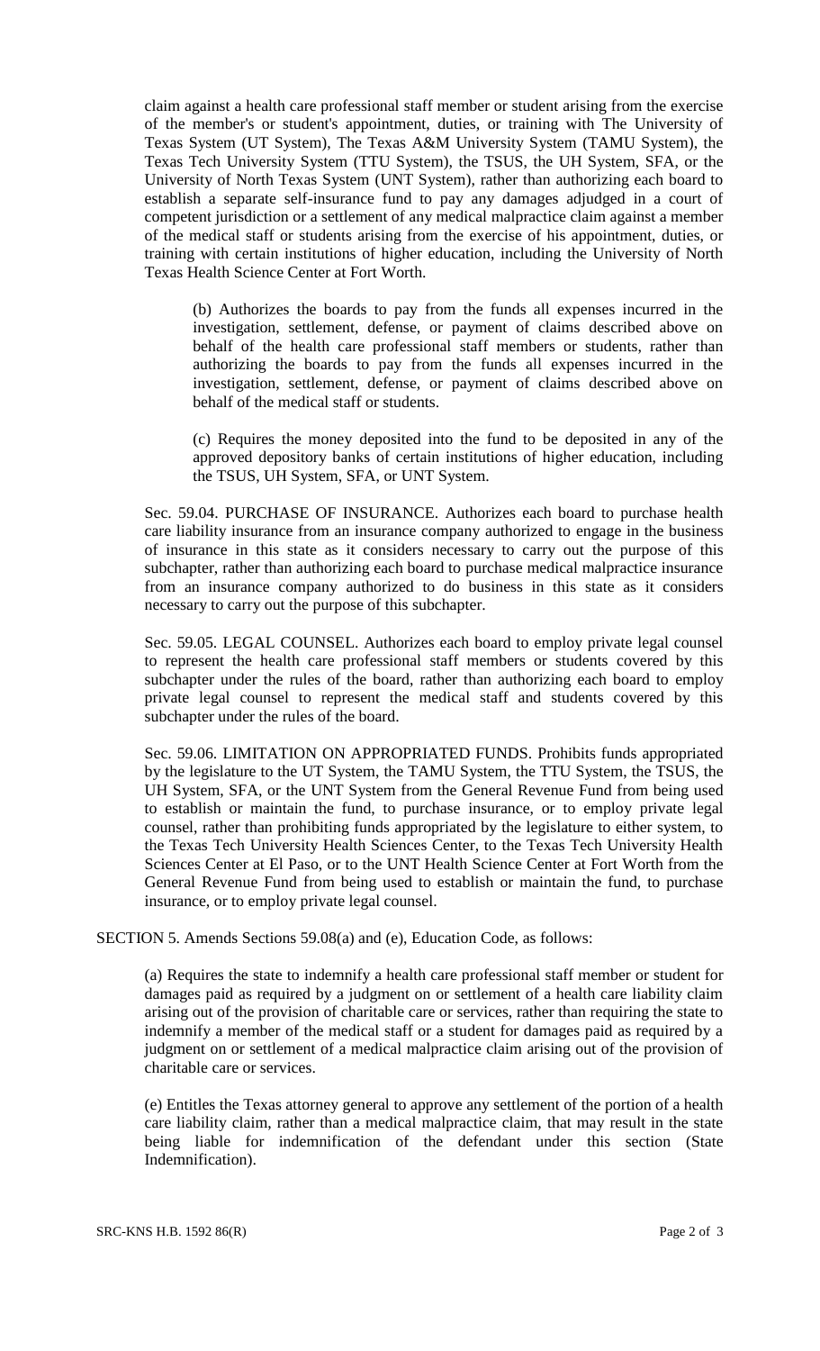claim against a health care professional staff member or student arising from the exercise of the member's or student's appointment, duties, or training with The University of Texas System (UT System), The Texas A&M University System (TAMU System), the Texas Tech University System (TTU System), the TSUS, the UH System, SFA, or the University of North Texas System (UNT System), rather than authorizing each board to establish a separate self-insurance fund to pay any damages adjudged in a court of competent jurisdiction or a settlement of any medical malpractice claim against a member of the medical staff or students arising from the exercise of his appointment, duties, or training with certain institutions of higher education, including the University of North Texas Health Science Center at Fort Worth.

> (b) Authorizes the boards to pay from the funds all expenses incurred in the investigation, settlement, defense, or payment of claims described above on behalf of the health care professional staff members or students, rather than authorizing the boards to pay from the funds all expenses incurred in the investigation, settlement, defense, or payment of claims described above on behalf of the medical staff or students.
>
> (c) Requires the money deposited into the fund to be deposited in any of the approved depository banks of certain institutions of higher education, including the TSUS, UH System, SFA, or UNT System.

Sec. 59.04. PURCHASE OF INSURANCE. Authorizes each board to purchase health care liability insurance from an insurance company authorized to engage in the business of insurance in this state as it considers necessary to carry out the purpose of this subchapter, rather than authorizing each board to purchase medical malpractice insurance from an insurance company authorized to do business in this state as it considers necessary to carry out the purpose of this subchapter.

Sec. 59.05. LEGAL COUNSEL. Authorizes each board to employ private legal counsel to represent the health care professional staff members or students covered by this subchapter under the rules of the board, rather than authorizing each board to employ private legal counsel to represent the medical staff and students covered by this subchapter under the rules of the board.

Sec. 59.06. LIMITATION ON APPROPRIATED FUNDS. Prohibits funds appropriated by the legislature to the UT System, the TAMU System, the TTU System, the TSUS, the UH System, SFA, or the UNT System from the General Revenue Fund from being used to establish or maintain the fund, to purchase insurance, or to employ private legal counsel, rather than prohibiting funds appropriated by the legislature to either system, to the Texas Tech University Health Sciences Center, to the Texas Tech University Health Sciences Center at El Paso, or to the UNT Health Science Center at Fort Worth from the General Revenue Fund from being used to establish or maintain the fund, to purchase insurance, or to employ private legal counsel.

SECTION 5. Amends Sections 59.08(a) and (e), Education Code, as follows:

> (a) Requires the state to indemnify a health care professional staff member or student for damages paid as required by a judgment on or settlement of a health care liability claim arising out of the provision of charitable care or services, rather than requiring the state to indemnify a member of the medical staff or a student for damages paid as required by a judgment on or settlement of a medical malpractice claim arising out of the provision of charitable care or services.
>
> (e) Entitles the Texas attorney general to approve any settlement of the portion of a health care liability claim, rather than a medical malpractice claim, that may result in the state being liable for indemnification of the defendant under this section (State Indemnification).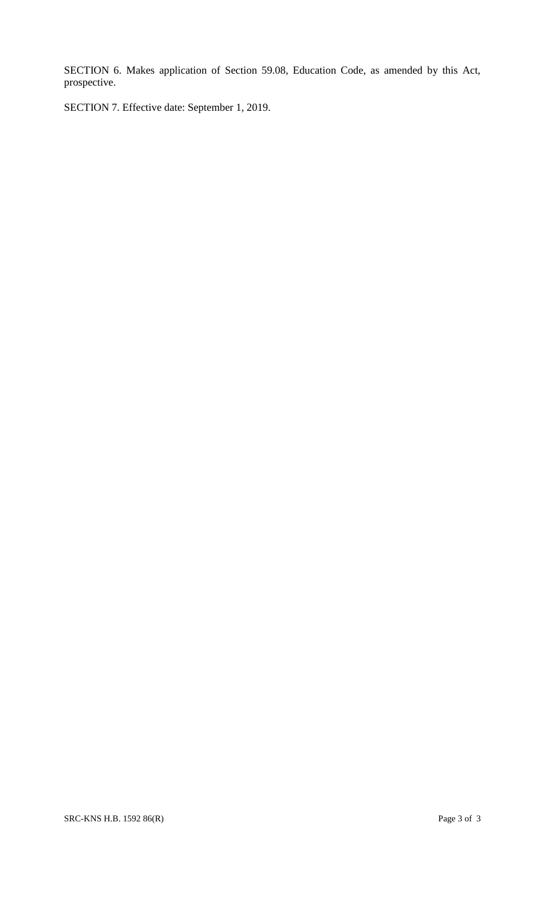SECTION 6. Makes application of Section 59.08, Education Code, as amended by this Act, prospective.

SECTION 7. Effective date: September 1, 2019.